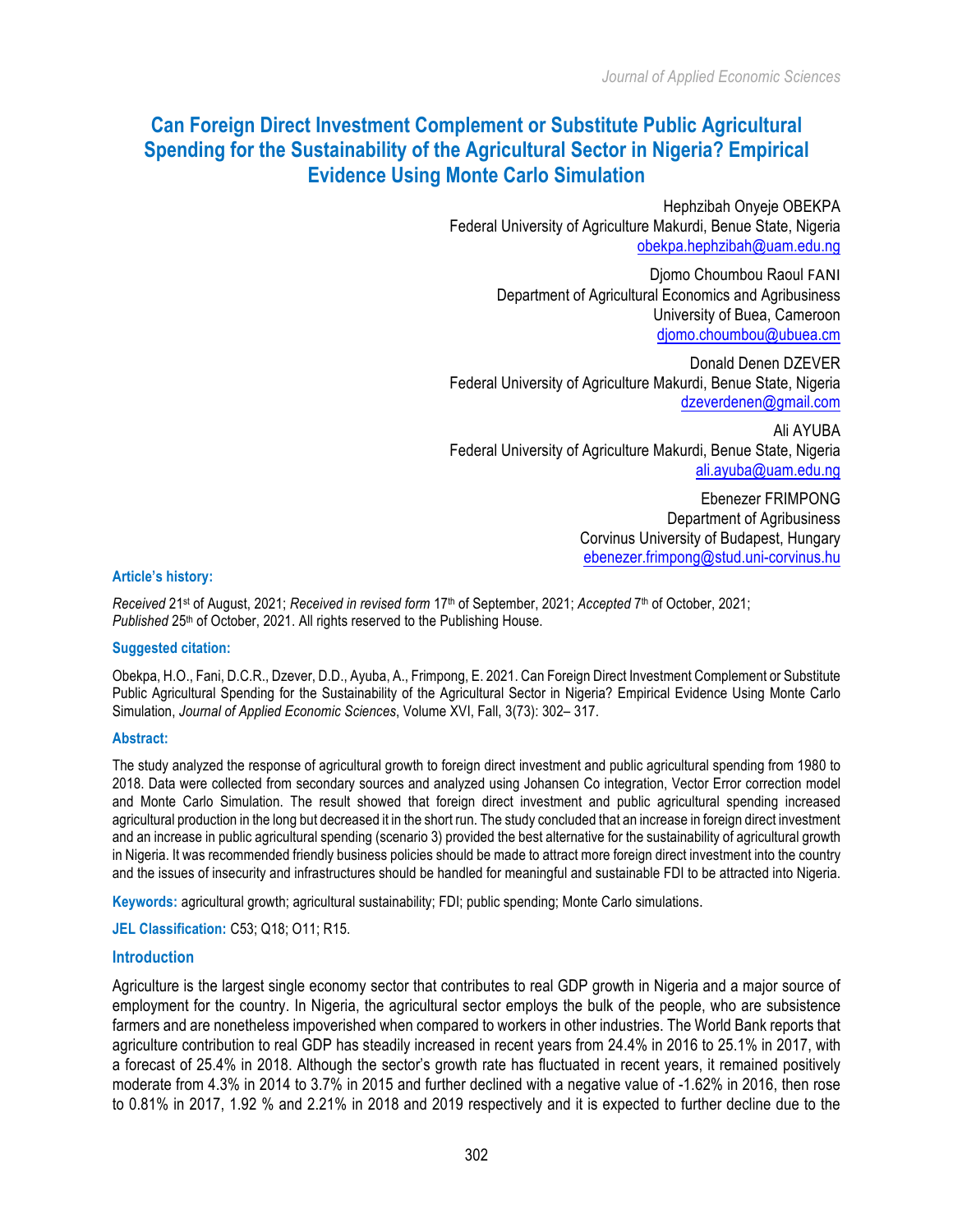# Can Foreign Direct Investment Complement or Substitute Public Agricultural Spending for the Sustainability of the Agricultural Sector in Nigeria? Empirical Evidence Using Monte Carlo Simulation

Hephzibah Onyeje OBEKPA
Federal University of Agriculture Makurdi, Benue State, Nigeria
obekpa.hephzibah@uam.edu.ng

Djomo Choumbou Raoul FANI
Department of Agricultural Economics and Agribusiness
University of Buea, Cameroon
djomo.choumbou@ubuea.cm

Donald Denen DZEVER
Federal University of Agriculture Makurdi, Benue State, Nigeria
dzeverdenen@gmail.com

Ali AYUBA
Federal University of Agriculture Makurdi, Benue State, Nigeria
ali.ayuba@uam.edu.ng

Ebenezer FRIMPONG
Department of Agribusiness
Corvinus University of Budapest, Hungary
ebenezer.frimpong@stud.uni-corvinus.hu

**Article's history:**

*Received* 21st of August, 2021; *Received in revised form* 17th of September, 2021; *Accepted* 7th of October, 2021; *Published* 25th of October, 2021. All rights reserved to the Publishing House.

**Suggested citation:**

Obekpa, H.O., Fani, D.C.R., Dzever, D.D., Ayuba, A., Frimpong, E. 2021. Can Foreign Direct Investment Complement or Substitute Public Agricultural Spending for the Sustainability of the Agricultural Sector in Nigeria? Empirical Evidence Using Monte Carlo Simulation, *Journal of Applied Economic Sciences*, Volume XVI, Fall, 3(73): 302– 317.

**Abstract:**

The study analyzed the response of agricultural growth to foreign direct investment and public agricultural spending from 1980 to 2018. Data were collected from secondary sources and analyzed using Johansen Co integration, Vector Error correction model and Monte Carlo Simulation. The result showed that foreign direct investment and public agricultural spending increased agricultural production in the long but decreased it in the short run. The study concluded that an increase in foreign direct investment and an increase in public agricultural spending (scenario 3) provided the best alternative for the sustainability of agricultural growth in Nigeria. It was recommended friendly business policies should be made to attract more foreign direct investment into the country and the issues of insecurity and infrastructures should be handled for meaningful and sustainable FDI to be attracted into Nigeria.

**Keywords:** agricultural growth; agricultural sustainability; FDI; public spending; Monte Carlo simulations.

**JEL Classification:** C53; Q18; O11; R15.

## Introduction

Agriculture is the largest single economy sector that contributes to real GDP growth in Nigeria and a major source of employment for the country. In Nigeria, the agricultural sector employs the bulk of the people, who are subsistence farmers and are nonetheless impoverished when compared to workers in other industries. The World Bank reports that agriculture contribution to real GDP has steadily increased in recent years from 24.4% in 2016 to 25.1% in 2017, with a forecast of 25.4% in 2018. Although the sector's growth rate has fluctuated in recent years, it remained positively moderate from 4.3% in 2014 to 3.7% in 2015 and further declined with a negative value of -1.62% in 2016, then rose to 0.81% in 2017, 1.92 % and 2.21% in 2018 and 2019 respectively and it is expected to further decline due to the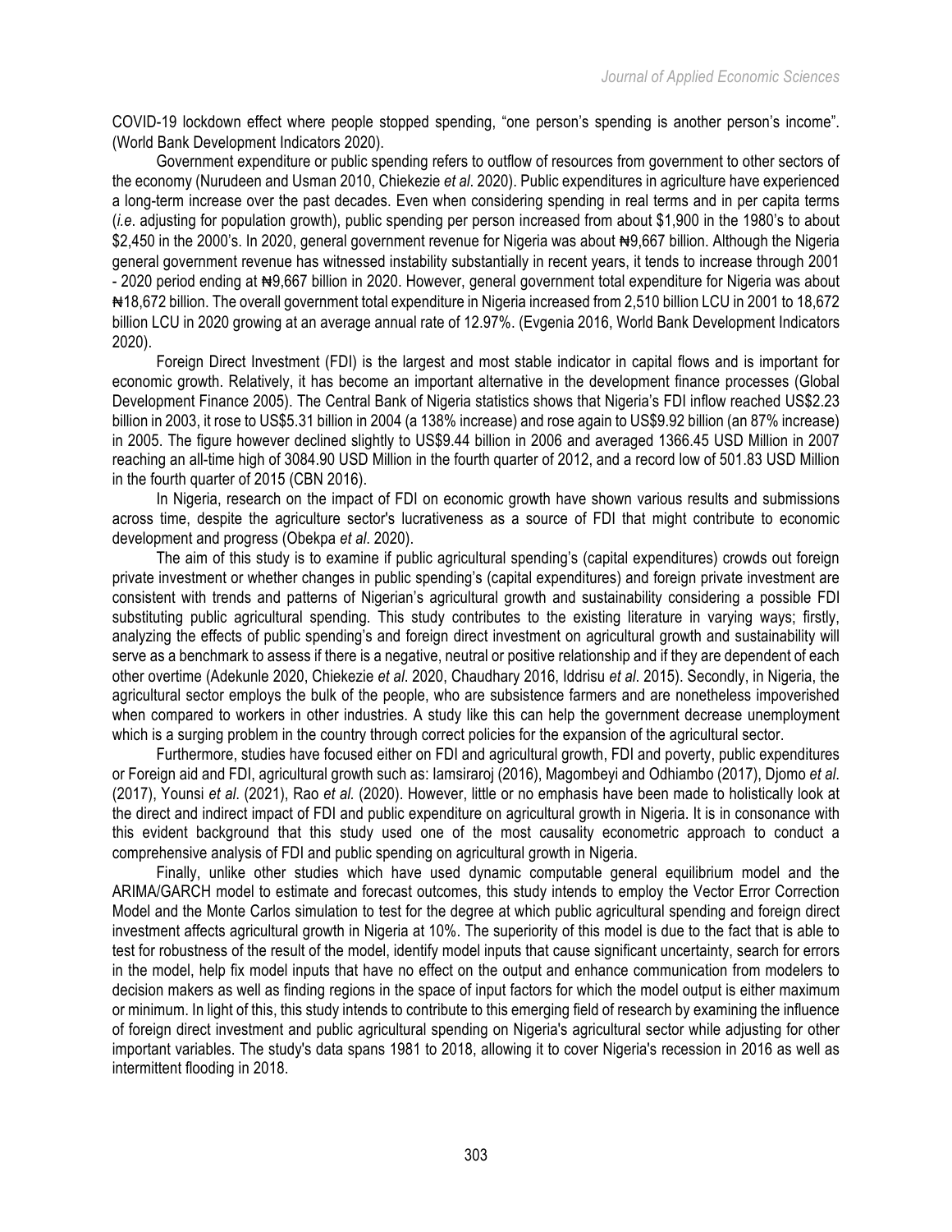COVID-19 lockdown effect where people stopped spending, "one person's spending is another person's income". (World Bank Development Indicators 2020).

Government expenditure or public spending refers to outflow of resources from government to other sectors of the economy (Nurudeen and Usman 2010, Chiekezie *et al*. 2020). Public expenditures in agriculture have experienced a long-term increase over the past decades. Even when considering spending in real terms and in per capita terms (*i.e*. adjusting for population growth), public spending per person increased from about $1,900 in the 1980's to about $2,450 in the 2000's. In 2020, general government revenue for Nigeria was about ₦9,667 billion. Although the Nigeria general government revenue has witnessed instability substantially in recent years, it tends to increase through 2001 - 2020 period ending at ₦9,667 billion in 2020. However, general government total expenditure for Nigeria was about ₦18,672 billion. The overall government total expenditure in Nigeria increased from 2,510 billion LCU in 2001 to 18,672 billion LCU in 2020 growing at an average annual rate of 12.97%. (Evgenia 2016, World Bank Development Indicators 2020).

Foreign Direct Investment (FDI) is the largest and most stable indicator in capital flows and is important for economic growth. Relatively, it has become an important alternative in the development finance processes (Global Development Finance 2005). The Central Bank of Nigeria statistics shows that Nigeria's FDI inflow reached US$2.23 billion in 2003, it rose to US$5.31 billion in 2004 (a 138% increase) and rose again to US$9.92 billion (an 87% increase) in 2005. The figure however declined slightly to US$9.44 billion in 2006 and averaged 1366.45 USD Million in 2007 reaching an all-time high of 3084.90 USD Million in the fourth quarter of 2012, and a record low of 501.83 USD Million in the fourth quarter of 2015 (CBN 2016).

In Nigeria, research on the impact of FDI on economic growth have shown various results and submissions across time, despite the agriculture sector's lucrativeness as a source of FDI that might contribute to economic development and progress (Obekpa *et al*. 2020).

The aim of this study is to examine if public agricultural spending's (capital expenditures) crowds out foreign private investment or whether changes in public spending's (capital expenditures) and foreign private investment are consistent with trends and patterns of Nigerian's agricultural growth and sustainability considering a possible FDI substituting public agricultural spending. This study contributes to the existing literature in varying ways; firstly, analyzing the effects of public spending's and foreign direct investment on agricultural growth and sustainability will serve as a benchmark to assess if there is a negative, neutral or positive relationship and if they are dependent of each other overtime (Adekunle 2020, Chiekezie *et al*. 2020, Chaudhary 2016, Iddrisu *et al*. 2015). Secondly, in Nigeria, the agricultural sector employs the bulk of the people, who are subsistence farmers and are nonetheless impoverished when compared to workers in other industries. A study like this can help the government decrease unemployment which is a surging problem in the country through correct policies for the expansion of the agricultural sector.

Furthermore, studies have focused either on FDI and agricultural growth, FDI and poverty, public expenditures or Foreign aid and FDI, agricultural growth such as: Iamsiraroj (2016), Magombeyi and Odhiambo (2017), Djomo *et al*. (2017), Younsi *et al*. (2021), Rao *et al.* (2020). However, little or no emphasis have been made to holistically look at the direct and indirect impact of FDI and public expenditure on agricultural growth in Nigeria. It is in consonance with this evident background that this study used one of the most causality econometric approach to conduct a comprehensive analysis of FDI and public spending on agricultural growth in Nigeria.

Finally, unlike other studies which have used dynamic computable general equilibrium model and the ARIMA/GARCH model to estimate and forecast outcomes, this study intends to employ the Vector Error Correction Model and the Monte Carlos simulation to test for the degree at which public agricultural spending and foreign direct investment affects agricultural growth in Nigeria at 10%. The superiority of this model is due to the fact that is able to test for robustness of the result of the model, identify model inputs that cause significant uncertainty, search for errors in the model, help fix model inputs that have no effect on the output and enhance communication from modelers to decision makers as well as finding regions in the space of input factors for which the model output is either maximum or minimum. In light of this, this study intends to contribute to this emerging field of research by examining the influence of foreign direct investment and public agricultural spending on Nigeria's agricultural sector while adjusting for other important variables. The study's data spans 1981 to 2018, allowing it to cover Nigeria's recession in 2016 as well as intermittent flooding in 2018.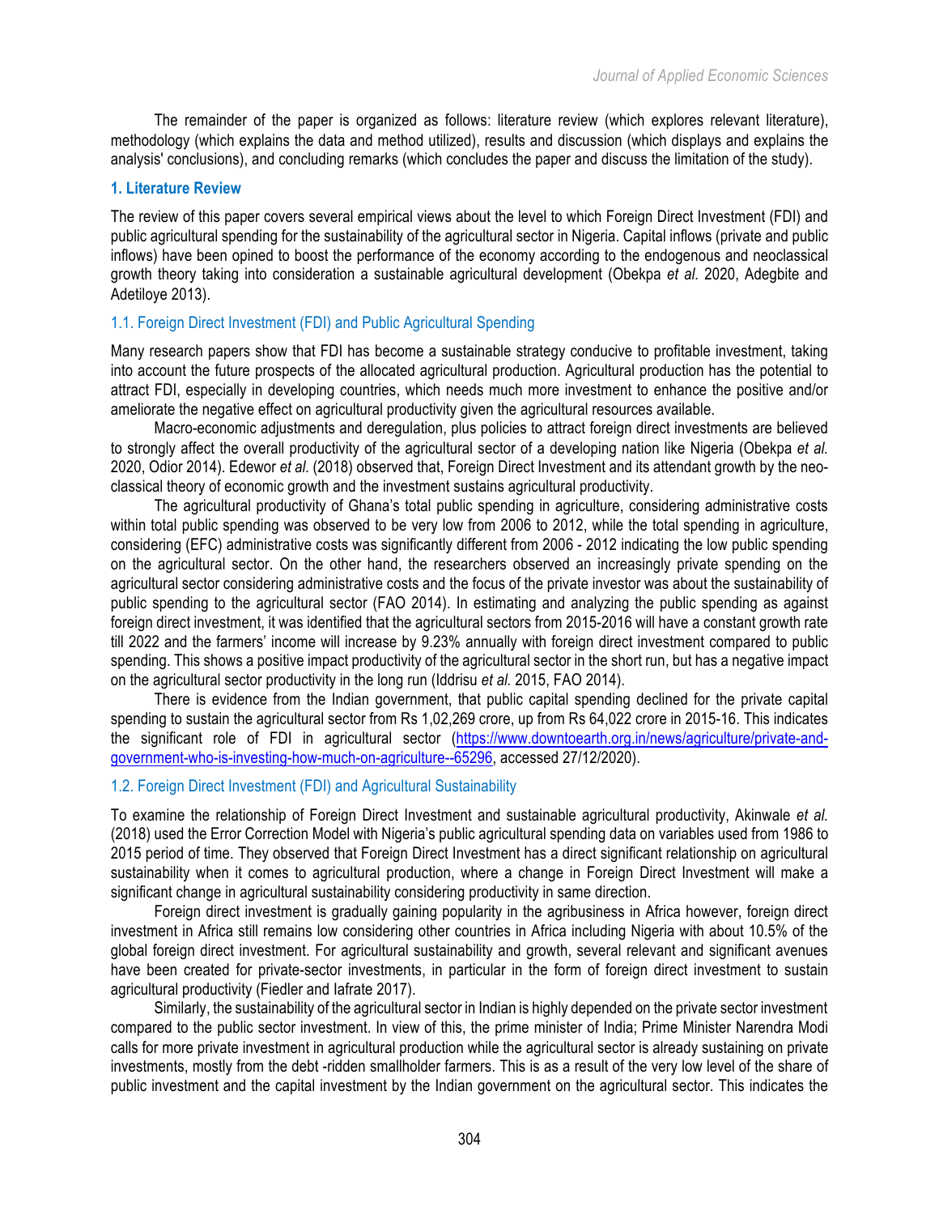The remainder of the paper is organized as follows: literature review (which explores relevant literature), methodology (which explains the data and method utilized), results and discussion (which displays and explains the analysis' conclusions), and concluding remarks (which concludes the paper and discuss the limitation of the study).

## 1. Literature Review

The review of this paper covers several empirical views about the level to which Foreign Direct Investment (FDI) and public agricultural spending for the sustainability of the agricultural sector in Nigeria. Capital inflows (private and public inflows) have been opined to boost the performance of the economy according to the endogenous and neoclassical growth theory taking into consideration a sustainable agricultural development (Obekpa *et al.* 2020, Adegbite and Adetiloye 2013).

### 1.1. Foreign Direct Investment (FDI) and Public Agricultural Spending

Many research papers show that FDI has become a sustainable strategy conducive to profitable investment, taking into account the future prospects of the allocated agricultural production. Agricultural production has the potential to attract FDI, especially in developing countries, which needs much more investment to enhance the positive and/or ameliorate the negative effect on agricultural productivity given the agricultural resources available.

Macro-economic adjustments and deregulation, plus policies to attract foreign direct investments are believed to strongly affect the overall productivity of the agricultural sector of a developing nation like Nigeria (Obekpa *et al.* 2020, Odior 2014). Edewor *et al.* (2018) observed that, Foreign Direct Investment and its attendant growth by the neo-classical theory of economic growth and the investment sustains agricultural productivity.

The agricultural productivity of Ghana's total public spending in agriculture, considering administrative costs within total public spending was observed to be very low from 2006 to 2012, while the total spending in agriculture, considering (EFC) administrative costs was significantly different from 2006 - 2012 indicating the low public spending on the agricultural sector. On the other hand, the researchers observed an increasingly private spending on the agricultural sector considering administrative costs and the focus of the private investor was about the sustainability of public spending to the agricultural sector (FAO 2014). In estimating and analyzing the public spending as against foreign direct investment, it was identified that the agricultural sectors from 2015-2016 will have a constant growth rate till 2022 and the farmers' income will increase by 9.23% annually with foreign direct investment compared to public spending. This shows a positive impact productivity of the agricultural sector in the short run, but has a negative impact on the agricultural sector productivity in the long run (Iddrisu *et al.* 2015, FAO 2014).

There is evidence from the Indian government, that public capital spending declined for the private capital spending to sustain the agricultural sector from Rs 1,02,269 crore, up from Rs 64,022 crore in 2015-16. This indicates the significant role of FDI in agricultural sector (https://www.downtoearth.org.in/news/agriculture/private-and-government-who-is-investing-how-much-on-agriculture--65296, accessed 27/12/2020).

### 1.2. Foreign Direct Investment (FDI) and Agricultural Sustainability

To examine the relationship of Foreign Direct Investment and sustainable agricultural productivity, Akinwale *et al.* (2018) used the Error Correction Model with Nigeria's public agricultural spending data on variables used from 1986 to 2015 period of time. They observed that Foreign Direct Investment has a direct significant relationship on agricultural sustainability when it comes to agricultural production, where a change in Foreign Direct Investment will make a significant change in agricultural sustainability considering productivity in same direction.

Foreign direct investment is gradually gaining popularity in the agribusiness in Africa however, foreign direct investment in Africa still remains low considering other countries in Africa including Nigeria with about 10.5% of the global foreign direct investment. For agricultural sustainability and growth, several relevant and significant avenues have been created for private-sector investments, in particular in the form of foreign direct investment to sustain agricultural productivity (Fiedler and Iafrate 2017).

Similarly, the sustainability of the agricultural sector in Indian is highly depended on the private sector investment compared to the public sector investment. In view of this, the prime minister of India; Prime Minister Narendra Modi calls for more private investment in agricultural production while the agricultural sector is already sustaining on private investments, mostly from the debt -ridden smallholder farmers. This is as a result of the very low level of the share of public investment and the capital investment by the Indian government on the agricultural sector. This indicates the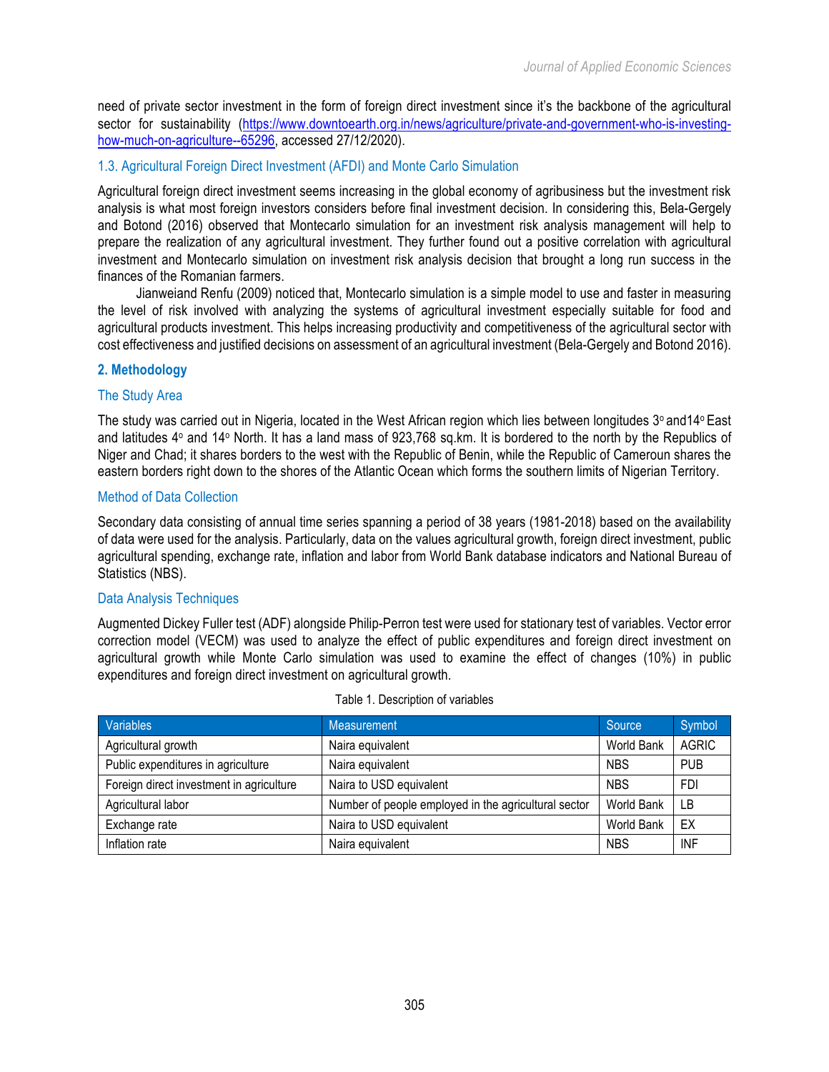need of private sector investment in the form of foreign direct investment since it's the backbone of the agricultural sector for sustainability (https://www.downtoearth.org.in/news/agriculture/private-and-government-who-is-investing-how-much-on-agriculture--65296, accessed 27/12/2020).

### 1.3. Agricultural Foreign Direct Investment (AFDI) and Monte Carlo Simulation

Agricultural foreign direct investment seems increasing in the global economy of agribusiness but the investment risk analysis is what most foreign investors considers before final investment decision. In considering this, Bela-Gergely and Botond (2016) observed that Montecarlo simulation for an investment risk analysis management will help to prepare the realization of any agricultural investment. They further found out a positive correlation with agricultural investment and Montecarlo simulation on investment risk analysis decision that brought a long run success in the finances of the Romanian farmers.

Jianweiand Renfu (2009) noticed that, Montecarlo simulation is a simple model to use and faster in measuring the level of risk involved with analyzing the systems of agricultural investment especially suitable for food and agricultural products investment. This helps increasing productivity and competitiveness of the agricultural sector with cost effectiveness and justified decisions on assessment of an agricultural investment (Bela-Gergely and Botond 2016).

## 2. Methodology

### The Study Area

The study was carried out in Nigeria, located in the West African region which lies between longitudes 3° and14° East and latitudes 4° and 14° North. It has a land mass of 923,768 sq.km. It is bordered to the north by the Republics of Niger and Chad; it shares borders to the west with the Republic of Benin, while the Republic of Cameroun shares the eastern borders right down to the shores of the Atlantic Ocean which forms the southern limits of Nigerian Territory.

### Method of Data Collection

Secondary data consisting of annual time series spanning a period of 38 years (1981-2018) based on the availability of data were used for the analysis. Particularly, data on the values agricultural growth, foreign direct investment, public agricultural spending, exchange rate, inflation and labor from World Bank database indicators and National Bureau of Statistics (NBS).

### Data Analysis Techniques

Augmented Dickey Fuller test (ADF) alongside Philip-Perron test were used for stationary test of variables. Vector error correction model (VECM) was used to analyze the effect of public expenditures and foreign direct investment on agricultural growth while Monte Carlo simulation was used to examine the effect of changes (10%) in public expenditures and foreign direct investment on agricultural growth.

Table 1. Description of variables

| Variables | Measurement | Source | Symbol |
|---|---|---|---|
| Agricultural growth | Naira equivalent | World Bank | AGRIC |
| Public expenditures in agriculture | Naira equivalent | NBS | PUB |
| Foreign direct investment in agriculture | Naira to USD equivalent | NBS | FDI |
| Agricultural labor | Number of people employed in the agricultural sector | World Bank | LB |
| Exchange rate | Naira to USD equivalent | World Bank | EX |
| Inflation rate | Naira equivalent | NBS | INF |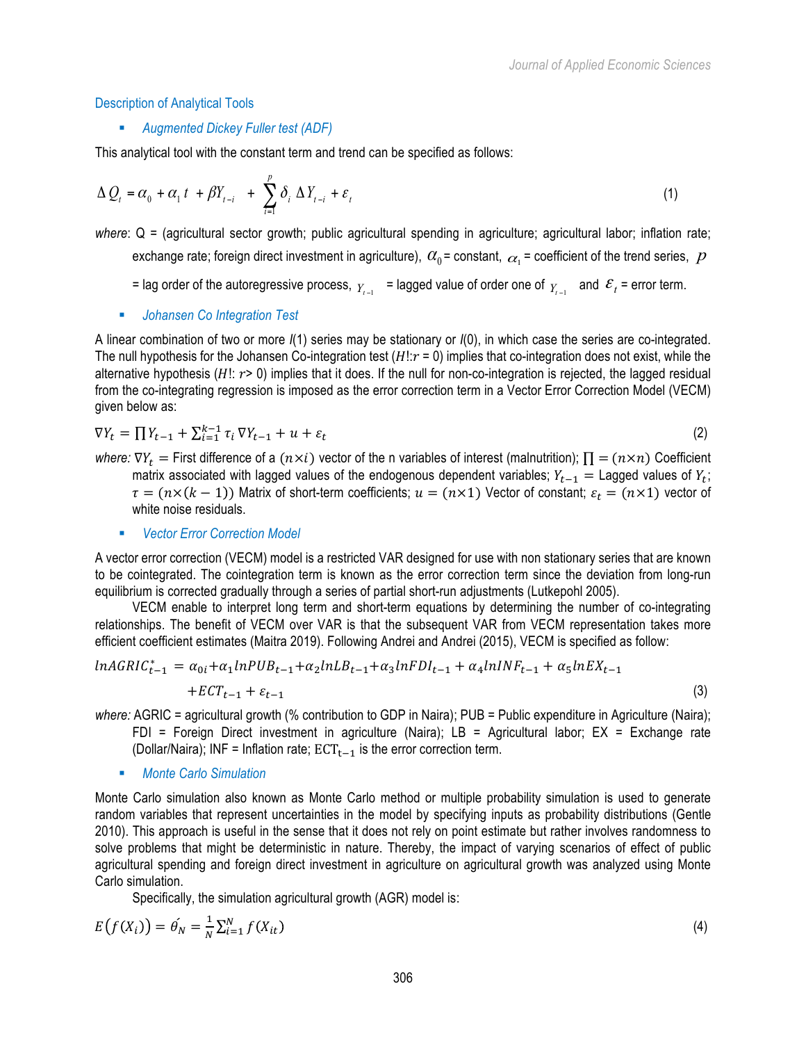## Description of Analytical Tools

- *Augmented Dickey Fuller test (ADF)*

This analytical tool with the constant term and trend can be specified as follows:

$$\Delta Q_t = \alpha_0 + \alpha_1 t + \beta Y_{t-i} + \sum_{i=1}^{p} \delta_i \, \Delta Y_{t-i} + \varepsilon_t \tag{1}$$

*where*: Q = (agricultural sector growth; public agricultural spending in agriculture; agricultural labor; inflation rate; exchange rate; foreign direct investment in agriculture), $\alpha_0$ = constant, $\alpha_1$ = coefficient of the trend series, $p$ = lag order of the autoregressive process, $Y_{t-1}$ = lagged value of order one of $Y_{t-1}$ and $\varepsilon_t$ = error term.

- *Johansen Co Integration Test*

A linear combination of two or more *I*(1) series may be stationary or *I*(0), in which case the series are co-integrated. The null hypothesis for the Johansen Co-integration test ($H!$:$r$ = 0) implies that co-integration does not exist, while the alternative hypothesis ($H!$: $r$> 0) implies that it does. If the null for non-co-integration is rejected, the lagged residual from the co-integrating regression is imposed as the error correction term in a Vector Error Correction Model (VECM) given below as:

$$\nabla Y_t = \prod Y_{t-1} + \sum_{i=1}^{k-1} \tau_i \nabla Y_{t-1} + u + \varepsilon_t \tag{2}$$

*where:* $\nabla Y_t$ = First difference of a $(n \times i)$ vector of the n variables of interest (malnutrition); $\prod = (n \times n)$ Coefficient matrix associated with lagged values of the endogenous dependent variables; $Y_{t-1}$ = Lagged values of $Y_t$; $\tau = (n \times (k-1))$ Matrix of short-term coefficients; $u = (n \times 1)$ Vector of constant; $\varepsilon_t = (n \times 1)$ vector of white noise residuals.

- *Vector Error Correction Model*

A vector error correction (VECM) model is a restricted VAR designed for use with non stationary series that are known to be cointegrated. The cointegration term is known as the error correction term since the deviation from long-run equilibrium is corrected gradually through a series of partial short-run adjustments (Lutkepohl 2005).

VECM enable to interpret long term and short-term equations by determining the number of co-integrating relationships. The benefit of VECM over VAR is that the subsequent VAR from VECM representation takes more efficient coefficient estimates (Maitra 2019). Following Andrei and Andrei (2015), VECM is specified as follow:

$$lnAGRIC^{*}_{t-1} = \alpha_{0i} + \alpha_1 lnPUB_{t-1} + \alpha_2 lnLB_{t-1} + \alpha_3 lnFDI_{t-1} + \alpha_4 lnINF_{t-1} + \alpha_5 lnEX_{t-1} + ECT_{t-1} + \varepsilon_{t-1} \tag{3}$$

*where:* AGRIC = agricultural growth (% contribution to GDP in Naira); PUB = Public expenditure in Agriculture (Naira); FDI = Foreign Direct investment in agriculture (Naira); LB = Agricultural labor; EX = Exchange rate (Dollar/Naira); INF = Inflation rate; $\mathrm{ECT}_{t-1}$ is the error correction term.

- *Monte Carlo Simulation*

Monte Carlo simulation also known as Monte Carlo method or multiple probability simulation is used to generate random variables that represent uncertainties in the model by specifying inputs as probability distributions (Gentle 2010). This approach is useful in the sense that it does not rely on point estimate but rather involves randomness to solve problems that might be deterministic in nature. Thereby, the impact of varying scenarios of effect of public agricultural spending and foreign direct investment in agriculture on agricultural growth was analyzed using Monte Carlo simulation.

Specifically, the simulation agricultural growth (AGR) model is:

$$E\big(f(X_i)\big) = \acute{\theta}_N = \frac{1}{N}\sum_{i=1}^{N} f(X_{it}) \tag{4}$$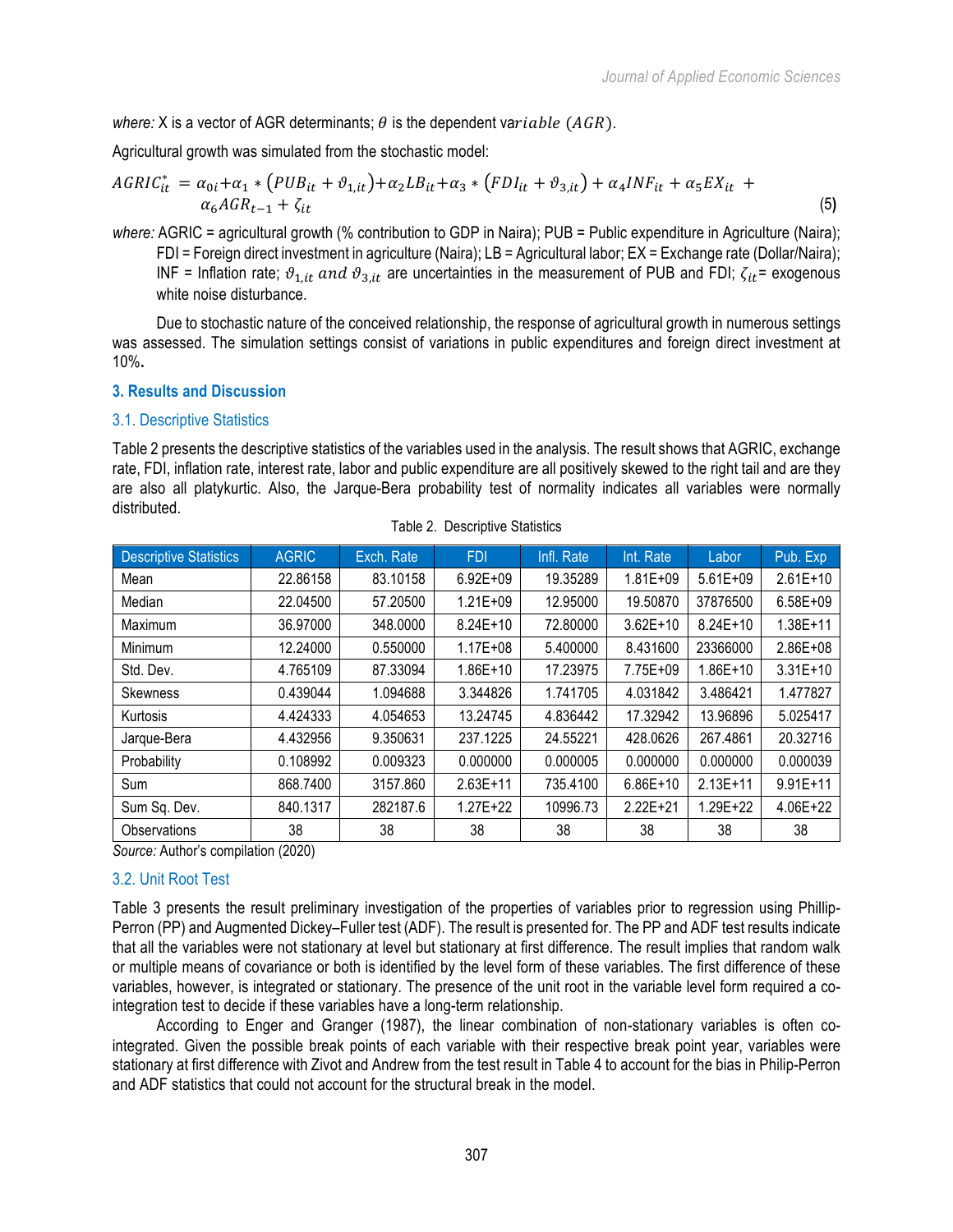*where:* X is a vector of AGR determinants; $\theta$ is the dependent va$riable\ (AGR)$.

Agricultural growth was simulated from the stochastic model:

$$AGRIC_{it}^{*} = \alpha_{0i} + \alpha_1 * (PUB_{it} + \vartheta_{1,it}) + \alpha_2 LB_{it} + \alpha_3 * (FDI_{it} + \vartheta_{3,it}) + \alpha_4 INF_{it} + \alpha_5 EX_{it} + \alpha_6 AGR_{t-1} + \zeta_{it} \quad (5)$$

*where:* AGRIC = agricultural growth (% contribution to GDP in Naira); PUB = Public expenditure in Agriculture (Naira); FDI = Foreign direct investment in agriculture (Naira); LB = Agricultural labor; EX = Exchange rate (Dollar/Naira); INF = Inflation rate; $\vartheta_{1,it}$ and $\vartheta_{3,it}$ are uncertainties in the measurement of PUB and FDI; $\zeta_{it}$= exogenous white noise disturbance.

Due to stochastic nature of the conceived relationship, the response of agricultural growth in numerous settings was assessed. The simulation settings consist of variations in public expenditures and foreign direct investment at 10%**.**

## 3. Results and Discussion

### 3.1. Descriptive Statistics

Table 2 presents the descriptive statistics of the variables used in the analysis. The result shows that AGRIC, exchange rate, FDI, inflation rate, interest rate, labor and public expenditure are all positively skewed to the right tail and are they are also all platykurtic. Also, the Jarque-Bera probability test of normality indicates all variables were normally distributed.

Table 2. Descriptive Statistics

| Descriptive Statistics | AGRIC | Exch. Rate | FDI | Infl. Rate | Int. Rate | Labor | Pub. Exp |
|---|---|---|---|---|---|---|---|
| Mean | 22.86158 | 83.10158 | 6.92E+09 | 19.35289 | 1.81E+09 | 5.61E+09 | 2.61E+10 |
| Median | 22.04500 | 57.20500 | 1.21E+09 | 12.95000 | 19.50870 | 37876500 | 6.58E+09 |
| Maximum | 36.97000 | 348.0000 | 8.24E+10 | 72.80000 | 3.62E+10 | 8.24E+10 | 1.38E+11 |
| Minimum | 12.24000 | 0.550000 | 1.17E+08 | 5.400000 | 8.431600 | 23366000 | 2.86E+08 |
| Std. Dev. | 4.765109 | 87.33094 | 1.86E+10 | 17.23975 | 7.75E+09 | 1.86E+10 | 3.31E+10 |
| Skewness | 0.439044 | 1.094688 | 3.344826 | 1.741705 | 4.031842 | 3.486421 | 1.477827 |
| Kurtosis | 4.424333 | 4.054653 | 13.24745 | 4.836442 | 17.32942 | 13.96896 | 5.025417 |
| Jarque-Bera | 4.432956 | 9.350631 | 237.1225 | 24.55221 | 428.0626 | 267.4861 | 20.32716 |
| Probability | 0.108992 | 0.009323 | 0.000000 | 0.000005 | 0.000000 | 0.000000 | 0.000039 |
| Sum | 868.7400 | 3157.860 | 2.63E+11 | 735.4100 | 6.86E+10 | 2.13E+11 | 9.91E+11 |
| Sum Sq. Dev. | 840.1317 | 282187.6 | 1.27E+22 | 10996.73 | 2.22E+21 | 1.29E+22 | 4.06E+22 |
| Observations | 38 | 38 | 38 | 38 | 38 | 38 | 38 |

*Source:* Author's compilation (2020)

### 3.2. Unit Root Test

Table 3 presents the result preliminary investigation of the properties of variables prior to regression using Phillip-Perron (PP) and Augmented Dickey–Fuller test (ADF). The result is presented for. The PP and ADF test results indicate that all the variables were not stationary at level but stationary at first difference. The result implies that random walk or multiple means of covariance or both is identified by the level form of these variables. The first difference of these variables, however, is integrated or stationary. The presence of the unit root in the variable level form required a co-integration test to decide if these variables have a long-term relationship.

According to Enger and Granger (1987), the linear combination of non-stationary variables is often co-integrated. Given the possible break points of each variable with their respective break point year, variables were stationary at first difference with Zivot and Andrew from the test result in Table 4 to account for the bias in Philip-Perron and ADF statistics that could not account for the structural break in the model.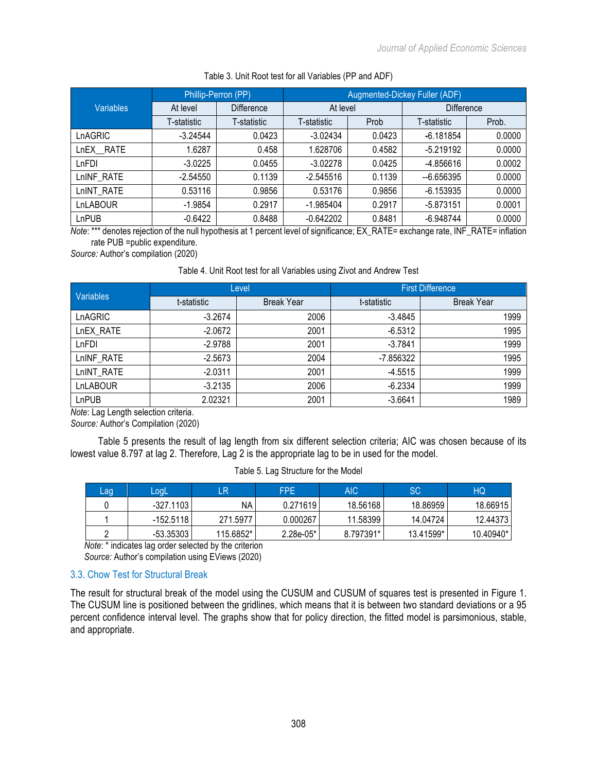Table 3. Unit Root test for all Variables (PP and ADF)

| Variables | Phillip-Perron (PP) | | Augmented-Dickey Fuller (ADF) | | | |
|---|---|---|---|---|---|---|
| | At level | Difference | At level | | Difference | |
| | T-statistic | T-statistic | T-statistic | Prob | T-statistic | Prob. |
| LnAGRIC | -3.24544 | 0.0423 | -3.02434 | 0.0423 | -6.181854 | 0.0000 |
| LnEX__RATE | 1.6287 | 0.458 | 1.628706 | 0.4582 | -5.219192 | 0.0000 |
| LnFDI | -3.0225 | 0.0455 | -3.02278 | 0.0425 | -4.856616 | 0.0002 |
| LnINF_RATE | -2.54550 | 0.1139 | -2.545516 | 0.1139 | --6.656395 | 0.0000 |
| LnINT_RATE | 0.53116 | 0.9856 | 0.53176 | 0.9856 | -6.153935 | 0.0000 |
| LnLABOUR | -1.9854 | 0.2917 | -1.985404 | 0.2917 | -5.873151 | 0.0001 |
| LnPUB | -0.6422 | 0.8488 | -0.642202 | 0.8481 | -6.948744 | 0.0000 |

*Note*: *** denotes rejection of the null hypothesis at 1 percent level of significance; EX_RATE= exchange rate, INF_RATE= inflation rate PUB =public expenditure.

*Source:* Author's compilation (2020)

Table 4. Unit Root test for all Variables using Zivot and Andrew Test

| Variables | Level | | First Difference | |
|---|---|---|---|---|
| | t-statistic | Break Year | t-statistic | Break Year |
| LnAGRIC | -3.2674 | 2006 | -3.4845 | 1999 |
| LnEX_RATE | -2.0672 | 2001 | -6.5312 | 1995 |
| LnFDI | -2.9788 | 2001 | -3.7841 | 1999 |
| LnINF_RATE | -2.5673 | 2004 | -7.856322 | 1995 |
| LnINT_RATE | -2.0311 | 2001 | -4.5515 | 1999 |
| LnLABOUR | -3.2135 | 2006 | -6.2334 | 1999 |
| LnPUB | 2.02321 | 2001 | -3.6641 | 1989 |

*Note*: Lag Length selection criteria.

*Source:* Author's Compilation (2020)

Table 5 presents the result of lag length from six different selection criteria; AIC was chosen because of its lowest value 8.797 at lag 2. Therefore, Lag 2 is the appropriate lag to be in used for the model.

Table 5. Lag Structure for the Model

| Lag | LogL | LR | FPE | AIC | SC | HQ |
|---|---|---|---|---|---|---|
| 0 | -327.1103 | NA | 0.271619 | 18.56168 | 18.86959 | 18.66915 |
| 1 | -152.5118 | 271.5977 | 0.000267 | 11.58399 | 14.04724 | 12.44373 |
| 2 | -53.35303 | 115.6852* | 2.28e-05* | 8.797391* | 13.41599* | 10.40940* |

*Note*: * indicates lag order selected by the criterion

*Source:* Author's compilation using EViews (2020)

### 3.3. Chow Test for Structural Break

The result for structural break of the model using the CUSUM and CUSUM of squares test is presented in Figure 1. The CUSUM line is positioned between the gridlines, which means that it is between two standard deviations or a 95 percent confidence interval level. The graphs show that for policy direction, the fitted model is parsimonious, stable, and appropriate.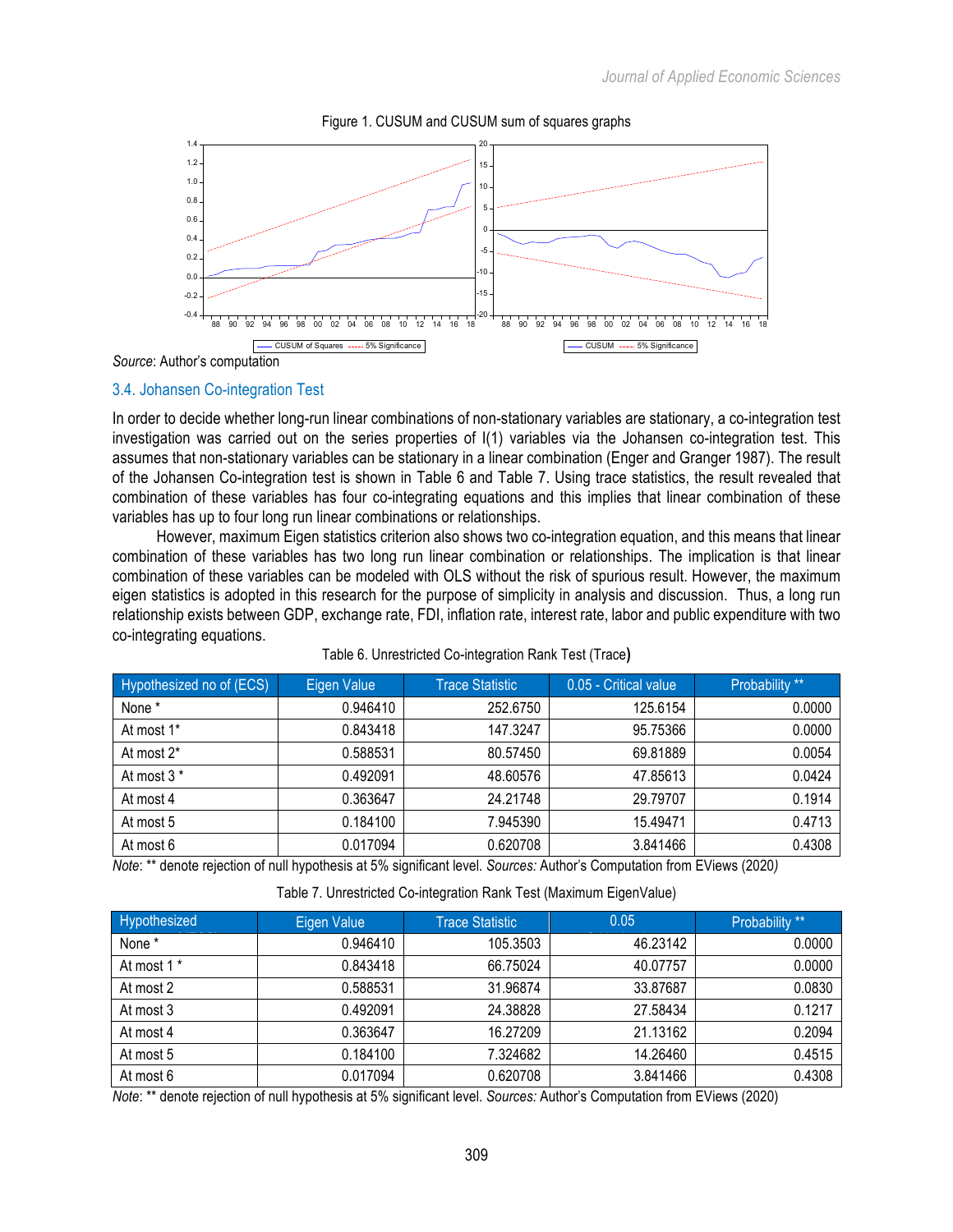Figure 1. CUSUM and CUSUM sum of squares graphs

*Source*: Author's computation

### 3.4. Johansen Co-integration Test

In order to decide whether long-run linear combinations of non-stationary variables are stationary, a co-integration test investigation was carried out on the series properties of I(1) variables via the Johansen co-integration test. This assumes that non-stationary variables can be stationary in a linear combination (Enger and Granger 1987). The result of the Johansen Co-integration test is shown in Table 6 and Table 7. Using trace statistics, the result revealed that combination of these variables has four co-integrating equations and this implies that linear combination of these variables has up to four long run linear combinations or relationships.

However, maximum Eigen statistics criterion also shows two co-integration equation, and this means that linear combination of these variables has two long run linear combination or relationships. The implication is that linear combination of these variables can be modeled with OLS without the risk of spurious result. However, the maximum eigen statistics is adopted in this research for the purpose of simplicity in analysis and discussion. Thus, a long run relationship exists between GDP, exchange rate, FDI, inflation rate, interest rate, labor and public expenditure with two co-integrating equations.

Table 6. Unrestricted Co-integration Rank Test (Trace)

| Hypothesized no of (ECS) | Eigen Value | Trace Statistic | 0.05 - Critical value | Probability ** |
|---|---|---|---|---|
| None * | 0.946410 | 252.6750 | 125.6154 | 0.0000 |
| At most 1* | 0.843418 | 147.3247 | 95.75366 | 0.0000 |
| At most 2* | 0.588531 | 80.57450 | 69.81889 | 0.0054 |
| At most 3 * | 0.492091 | 48.60576 | 47.85613 | 0.0424 |
| At most 4 | 0.363647 | 24.21748 | 29.79707 | 0.1914 |
| At most 5 | 0.184100 | 7.945390 | 15.49471 | 0.4713 |
| At most 6 | 0.017094 | 0.620708 | 3.841466 | 0.4308 |

*Note*: ** denote rejection of null hypothesis at 5% significant level. *Sources:* Author's Computation from EViews (2020)

Table 7. Unrestricted Co-integration Rank Test (Maximum EigenValue)

| Hypothesized | Eigen Value | Trace Statistic | 0.05 | Probability ** |
|---|---|---|---|---|
| None * | 0.946410 | 105.3503 | 46.23142 | 0.0000 |
| At most 1 * | 0.843418 | 66.75024 | 40.07757 | 0.0000 |
| At most 2 | 0.588531 | 31.96874 | 33.87687 | 0.0830 |
| At most 3 | 0.492091 | 24.38828 | 27.58434 | 0.1217 |
| At most 4 | 0.363647 | 16.27209 | 21.13162 | 0.2094 |
| At most 5 | 0.184100 | 7.324682 | 14.26460 | 0.4515 |
| At most 6 | 0.017094 | 0.620708 | 3.841466 | 0.4308 |

*Note*: ** denote rejection of null hypothesis at 5% significant level. *Sources:* Author's Computation from EViews (2020)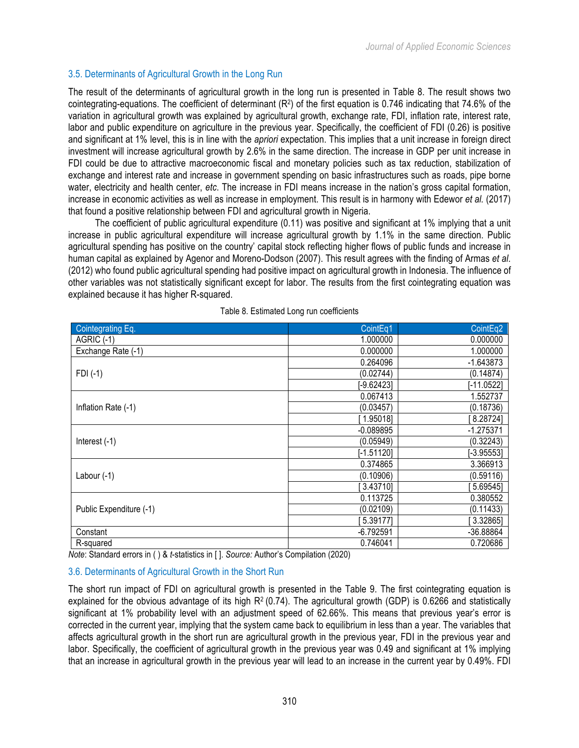### 3.5. Determinants of Agricultural Growth in the Long Run

The result of the determinants of agricultural growth in the long run is presented in Table 8. The result shows two cointegrating-equations. The coefficient of determinant ($R^2$) of the first equation is 0.746 indicating that 74.6% of the variation in agricultural growth was explained by agricultural growth, exchange rate, FDI, inflation rate, interest rate, labor and public expenditure on agriculture in the previous year. Specifically, the coefficient of FDI (0.26) is positive and significant at 1% level, this is in line with the *apriori* expectation. This implies that a unit increase in foreign direct investment will increase agricultural growth by 2.6% in the same direction. The increase in GDP per unit increase in FDI could be due to attractive macroeconomic fiscal and monetary policies such as tax reduction, stabilization of exchange and interest rate and increase in government spending on basic infrastructures such as roads, pipe borne water, electricity and health center, *etc*. The increase in FDI means increase in the nation's gross capital formation, increase in economic activities as well as increase in employment. This result is in harmony with Edewor *et al.* (2017) that found a positive relationship between FDI and agricultural growth in Nigeria.

The coefficient of public agricultural expenditure (0.11) was positive and significant at 1% implying that a unit increase in public agricultural expenditure will increase agricultural growth by 1.1% in the same direction. Public agricultural spending has positive on the country' capital stock reflecting higher flows of public funds and increase in human capital as explained by Agenor and Moreno-Dodson (2007). This result agrees with the finding of Armas *et al.* (2012) who found public agricultural spending had positive impact on agricultural growth in Indonesia. The influence of other variables was not statistically significant except for labor. The results from the first cointegrating equation was explained because it has higher R-squared.

Table 8. Estimated Long run coefficients

| Cointegrating Eq. | CointEq1 | CointEq2 |
|---|---|---|
| AGRIC (-1) | 1.000000 | 0.000000 |
| Exchange Rate (-1) | 0.000000 | 1.000000 |
| FDI (-1) | 0.264096 | -1.643873 |
| | (0.02744) | (0.14874) |
| | [-9.62423] | [-11.0522] |
| Inflation Rate (-1) | 0.067413 | 1.552737 |
| | (0.03457) | (0.18736) |
| | [ 1.95018] | [ 8.28724] |
| Interest (-1) | -0.089895 | -1.275371 |
| | (0.05949) | (0.32243) |
| | [-1.51120] | [-3.95553] |
| Labour (-1) | 0.374865 | 3.366913 |
| | (0.10906) | (0.59116) |
| | [ 3.43710] | [ 5.69545] |
| Public Expenditure (-1) | 0.113725 | 0.380552 |
| | (0.02109) | (0.11433) |
| | [ 5.39177] | [ 3.32865] |
| Constant | -6.792591 | -36.88864 |
| R-squared | 0.746041 | 0.720686 |

*Note*: Standard errors in ( ) & *t*-statistics in [ ]. *Source:* Author's Compilation (2020)

### 3.6. Determinants of Agricultural Growth in the Short Run

The short run impact of FDI on agricultural growth is presented in the Table 9. The first cointegrating equation is explained for the obvious advantage of its high $R^2$ (0.74). The agricultural growth (GDP) is 0.6266 and statistically significant at 1% probability level with an adjustment speed of 62.66%. This means that previous year's error is corrected in the current year, implying that the system came back to equilibrium in less than a year. The variables that affects agricultural growth in the short run are agricultural growth in the previous year, FDI in the previous year and labor. Specifically, the coefficient of agricultural growth in the previous year was 0.49 and significant at 1% implying that an increase in agricultural growth in the previous year will lead to an increase in the current year by 0.49%. FDI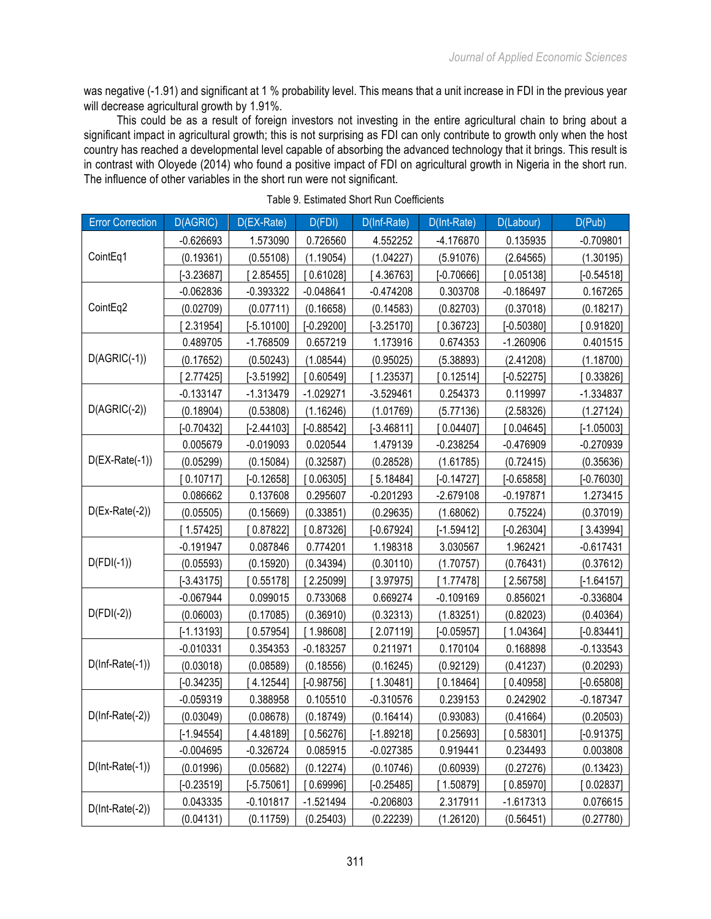was negative (-1.91) and significant at 1 % probability level. This means that a unit increase in FDI in the previous year will decrease agricultural growth by 1.91%.

This could be as a result of foreign investors not investing in the entire agricultural chain to bring about a significant impact in agricultural growth; this is not surprising as FDI can only contribute to growth only when the host country has reached a developmental level capable of absorbing the advanced technology that it brings. This result is in contrast with Oloyede (2014) who found a positive impact of FDI on agricultural growth in Nigeria in the short run. The influence of other variables in the short run were not significant.

Table 9. Estimated Short Run Coefficients

| Error Correction | D(AGRIC) | D(EX-Rate) | D(FDI) | D(Inf-Rate) | D(Int-Rate) | D(Labour) | D(Pub) |
|---|---|---|---|---|---|---|---|
| CointEq1 | -0.626693 | 1.573090 | 0.726560 | 4.552252 | -4.176870 | 0.135935 | -0.709801 |
| | (0.19361) | (0.55108) | (1.19054) | (1.04227) | (5.91076) | (2.64565) | (1.30195) |
| | [-3.23687] | [ 2.85455] | [ 0.61028] | [ 4.36763] | [-0.70666] | [ 0.05138] | [-0.54518] |
| CointEq2 | -0.062836 | -0.393322 | -0.048641 | -0.474208 | 0.303708 | -0.186497 | 0.167265 |
| | (0.02709) | (0.07711) | (0.16658) | (0.14583) | (0.82703) | (0.37018) | (0.18217) |
| | [ 2.31954] | [-5.10100] | [-0.29200] | [-3.25170] | [ 0.36723] | [-0.50380] | [ 0.91820] |
| D(AGRIC(-1)) | 0.489705 | -1.768509 | 0.657219 | 1.173916 | 0.674353 | -1.260906 | 0.401515 |
| | (0.17652) | (0.50243) | (1.08544) | (0.95025) | (5.38893) | (2.41208) | (1.18700) |
| | [ 2.77425] | [-3.51992] | [ 0.60549] | [ 1.23537] | [ 0.12514] | [-0.52275] | [ 0.33826] |
| D(AGRIC(-2)) | -0.133147 | -1.313479 | -1.029271 | -3.529461 | 0.254373 | 0.119997 | -1.334837 |
| | (0.18904) | (0.53808) | (1.16246) | (1.01769) | (5.77136) | (2.58326) | (1.27124) |
| | [-0.70432] | [-2.44103] | [-0.88542] | [-3.46811] | [ 0.04407] | [ 0.04645] | [-1.05003] |
| D(EX-Rate(-1)) | 0.005679 | -0.019093 | 0.020544 | 1.479139 | -0.238254 | -0.476909 | -0.270939 |
| | (0.05299) | (0.15084) | (0.32587) | (0.28528) | (1.61785) | (0.72415) | (0.35636) |
| | [ 0.10717] | [-0.12658] | [ 0.06305] | [ 5.18484] | [-0.14727] | [-0.65858] | [-0.76030] |
| D(Ex-Rate(-2)) | 0.086662 | 0.137608 | 0.295607 | -0.201293 | -2.679108 | -0.197871 | 1.273415 |
| | (0.05505) | (0.15669) | (0.33851) | (0.29635) | (1.68062) | 0.75224) | (0.37019) |
| | [ 1.57425] | [ 0.87822] | [ 0.87326] | [-0.67924] | [-1.59412] | [-0.26304] | [ 3.43994] |
| D(FDI(-1)) | -0.191947 | 0.087846 | 0.774201 | 1.198318 | 3.030567 | 1.962421 | -0.617431 |
| | (0.05593) | (0.15920) | (0.34394) | (0.30110) | (1.70757) | (0.76431) | (0.37612) |
| | [-3.43175] | [ 0.55178] | [ 2.25099] | [ 3.97975] | [ 1.77478] | [ 2.56758] | [-1.64157] |
| D(FDI(-2)) | -0.067944 | 0.099015 | 0.733068 | 0.669274 | -0.109169 | 0.856021 | -0.336804 |
| | (0.06003) | (0.17085) | (0.36910) | (0.32313) | (1.83251) | (0.82023) | (0.40364) |
| | [-1.13193] | [ 0.57954] | [ 1.98608] | [ 2.07119] | [-0.05957] | [ 1.04364] | [-0.83441] |
| D(Inf-Rate(-1)) | -0.010331 | 0.354353 | -0.183257 | 0.211971 | 0.170104 | 0.168898 | -0.133543 |
| | (0.03018) | (0.08589) | (0.18556) | (0.16245) | (0.92129) | (0.41237) | (0.20293) |
| | [-0.34235] | [ 4.12544] | [-0.98756] | [ 1.30481] | [ 0.18464] | [ 0.40958] | [-0.65808] |
| D(Inf-Rate(-2)) | -0.059319 | 0.388958 | 0.105510 | -0.310576 | 0.239153 | 0.242902 | -0.187347 |
| | (0.03049) | (0.08678) | (0.18749) | (0.16414) | (0.93083) | (0.41664) | (0.20503) |
| | [-1.94554] | [ 4.48189] | [ 0.56276] | [-1.89218] | [ 0.25693] | [ 0.58301] | [-0.91375] |
| D(Int-Rate(-1)) | -0.004695 | -0.326724 | 0.085915 | -0.027385 | 0.919441 | 0.234493 | 0.003808 |
| | (0.01996) | (0.05682) | (0.12274) | (0.10746) | (0.60939) | (0.27276) | (0.13423) |
| | [-0.23519] | [-5.75061] | [ 0.69996] | [-0.25485] | [ 1.50879] | [ 0.85970] | [ 0.02837] |
| D(Int-Rate(-2)) | 0.043335 | -0.101817 | -1.521494 | -0.206803 | 2.317911 | -1.617313 | 0.076615 |
| | (0.04131) | (0.11759) | (0.25403) | (0.22239) | (1.26120) | (0.56451) | (0.27780) |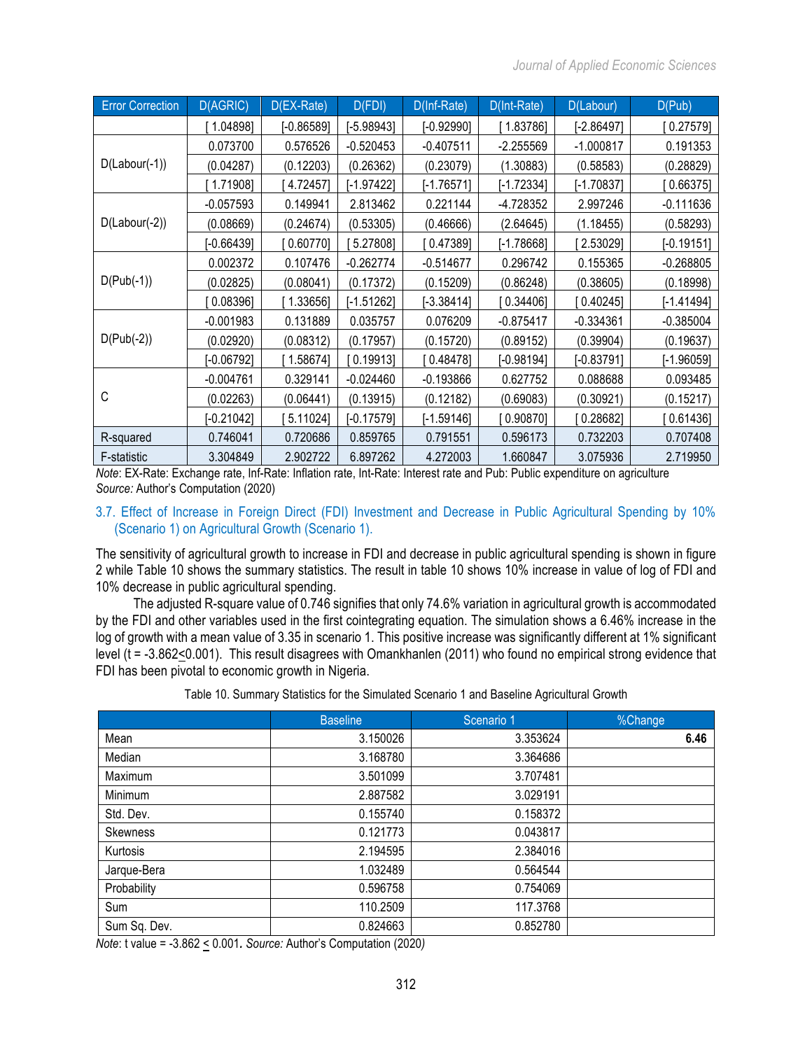| Error Correction | D(AGRIC) | D(EX-Rate) | D(FDI) | D(Inf-Rate) | D(Int-Rate) | D(Labour) | D(Pub) |
|---|---|---|---|---|---|---|---|
| | [ 1.04898] | [-0.86589] | [-5.98943] | [-0.92990] | [ 1.83786] | [-2.86497] | [ 0.27579] |
| D(Labour(-1)) | 0.073700 | 0.576526 | -0.520453 | -0.407511 | -2.255569 | -1.000817 | 0.191353 |
| | (0.04287) | (0.12203) | (0.26362) | (0.23079) | (1.30883) | (0.58583) | (0.28829) |
| | [ 1.71908] | [ 4.72457] | [-1.97422] | [-1.76571] | [-1.72334] | [-1.70837] | [ 0.66375] |
| D(Labour(-2)) | -0.057593 | 0.149941 | 2.813462 | 0.221144 | -4.728352 | 2.997246 | -0.111636 |
| | (0.08669) | (0.24674) | (0.53305) | (0.46666) | (2.64645) | (1.18455) | (0.58293) |
| | [-0.66439] | [ 0.60770] | [ 5.27808] | [ 0.47389] | [-1.78668] | [ 2.53029] | [-0.19151] |
| D(Pub(-1)) | 0.002372 | 0.107476 | -0.262774 | -0.514677 | 0.296742 | 0.155365 | -0.268805 |
| | (0.02825) | (0.08041) | (0.17372) | (0.15209) | (0.86248) | (0.38605) | (0.18998) |
| | [ 0.08396] | [ 1.33656] | [-1.51262] | [-3.38414] | [ 0.34406] | [ 0.40245] | [-1.41494] |
| D(Pub(-2)) | -0.001983 | 0.131889 | 0.035757 | 0.076209 | -0.875417 | -0.334361 | -0.385004 |
| | (0.02920) | (0.08312) | (0.17957) | (0.15720) | (0.89152) | (0.39904) | (0.19637) |
| | [-0.06792] | [ 1.58674] | [ 0.19913] | [ 0.48478] | [-0.98194] | [-0.83791] | [-1.96059] |
| C | -0.004761 | 0.329141 | -0.024460 | -0.193866 | 0.627752 | 0.088688 | 0.093485 |
| | (0.02263) | (0.06441) | (0.13915) | (0.12182) | (0.69083) | (0.30921) | (0.15217) |
| | [-0.21042] | [ 5.11024] | [-0.17579] | [-1.59146] | [ 0.90870] | [ 0.28682] | [ 0.61436] |
| R-squared | 0.746041 | 0.720686 | 0.859765 | 0.791551 | 0.596173 | 0.732203 | 0.707408 |
| F-statistic | 3.304849 | 2.902722 | 6.897262 | 4.272003 | 1.660847 | 3.075936 | 2.719950 |

*Note*: EX-Rate: Exchange rate, Inf-Rate: Inflation rate, Int-Rate: Interest rate and Pub: Public expenditure on agriculture
*Source:* Author's Computation (2020)

### 3.7. Effect of Increase in Foreign Direct (FDI) Investment and Decrease in Public Agricultural Spending by 10% (Scenario 1) on Agricultural Growth (Scenario 1).

The sensitivity of agricultural growth to increase in FDI and decrease in public agricultural spending is shown in figure 2 while Table 10 shows the summary statistics. The result in table 10 shows 10% increase in value of log of FDI and 10% decrease in public agricultural spending.

The adjusted R-square value of 0.746 signifies that only 74.6% variation in agricultural growth is accommodated by the FDI and other variables used in the first cointegrating equation. The simulation shows a 6.46% increase in the log of growth with a mean value of 3.35 in scenario 1. This positive increase was significantly different at 1% significant level ($t = -3.862 \leq 0.001$). This result disagrees with Omankhanlen (2011) who found no empirical strong evidence that FDI has been pivotal to economic growth in Nigeria.

Table 10. Summary Statistics for the Simulated Scenario 1 and Baseline Agricultural Growth

| | Baseline | Scenario 1 | %Change |
|---|---|---|---|
| Mean | 3.150026 | 3.353624 | **6.46** |
| Median | 3.168780 | 3.364686 | |
| Maximum | 3.501099 | 3.707481 | |
| Minimum | 2.887582 | 3.029191 | |
| Std. Dev. | 0.155740 | 0.158372 | |
| Skewness | 0.121773 | 0.043817 | |
| Kurtosis | 2.194595 | 2.384016 | |
| Jarque-Bera | 1.032489 | 0.564544 | |
| Probability | 0.596758 | 0.754069 | |
| Sum | 110.2509 | 117.3768 | |
| Sum Sq. Dev. | 0.824663 | 0.852780 | |

*Note*: t value = $-3.862 \leq 0.001$**.** *Source:* Author's Computation (2020)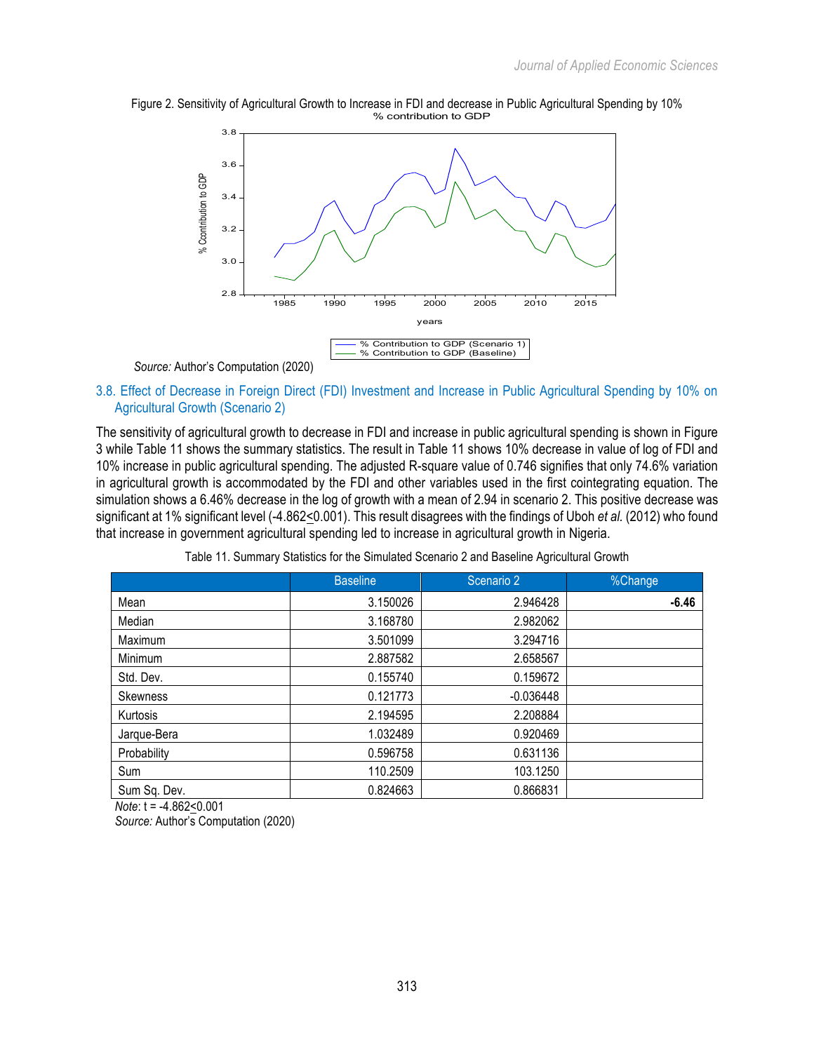Figure 2. Sensitivity of Agricultural Growth to Increase in FDI and decrease in Public Agricultural Spending by 10%

*Source:* Author's Computation (2020)

### 3.8. Effect of Decrease in Foreign Direct (FDI) Investment and Increase in Public Agricultural Spending by 10% on Agricultural Growth (Scenario 2)

The sensitivity of agricultural growth to decrease in FDI and increase in public agricultural spending is shown in Figure 3 while Table 11 shows the summary statistics. The result in Table 11 shows 10% decrease in value of log of FDI and 10% increase in public agricultural spending. The adjusted R-square value of 0.746 signifies that only 74.6% variation in agricultural growth is accommodated by the FDI and other variables used in the first cointegrating equation. The simulation shows a 6.46% decrease in the log of growth with a mean of 2.94 in scenario 2. This positive decrease was significant at 1% significant level ($-4.862 \leq 0.001$). This result disagrees with the findings of Uboh *et al.* (2012) who found that increase in government agricultural spending led to increase in agricultural growth in Nigeria.

Table 11. Summary Statistics for the Simulated Scenario 2 and Baseline Agricultural Growth

| | Baseline | Scenario 2 | %Change |
|---|---|---|---|
| Mean | 3.150026 | 2.946428 | **-6.46** |
| Median | 3.168780 | 2.982062 | |
| Maximum | 3.501099 | 3.294716 | |
| Minimum | 2.887582 | 2.658567 | |
| Std. Dev. | 0.155740 | 0.159672 | |
| Skewness | 0.121773 | -0.036448 | |
| Kurtosis | 2.194595 | 2.208884 | |
| Jarque-Bera | 1.032489 | 0.920469 | |
| Probability | 0.596758 | 0.631136 | |
| Sum | 110.2509 | 103.1250 | |
| Sum Sq. Dev. | 0.824663 | 0.866831 | |

*Note*: $t = -4.862 \leq 0.001$
*Source:* Author's Computation (2020)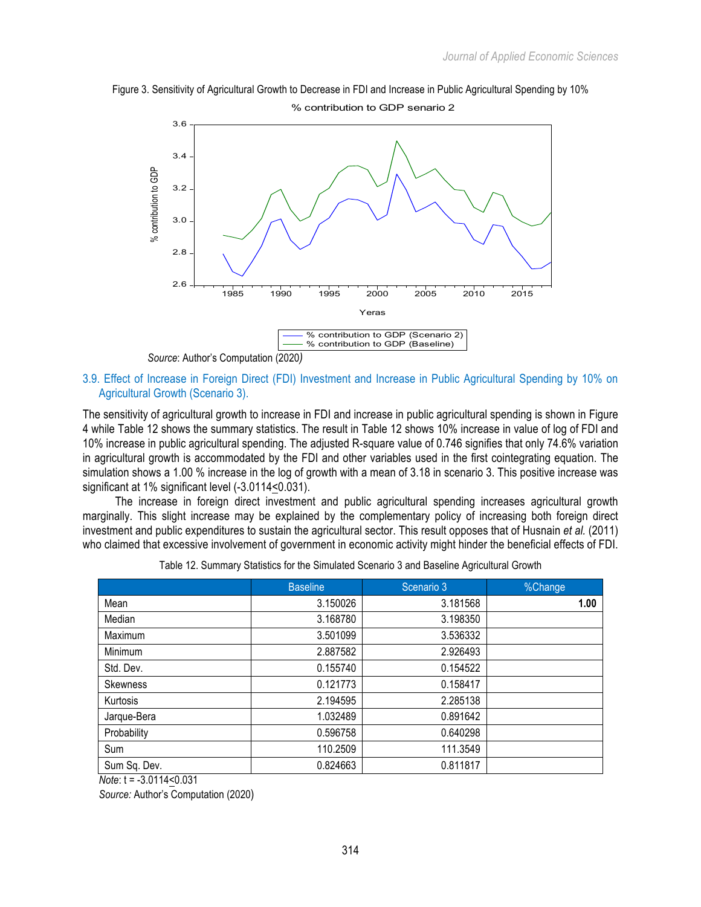Figure 3. Sensitivity of Agricultural Growth to Decrease in FDI and Increase in Public Agricultural Spending by 10%

*Source*: Author's Computation (2020)

### 3.9. Effect of Increase in Foreign Direct (FDI) Investment and Increase in Public Agricultural Spending by 10% on Agricultural Growth (Scenario 3).

The sensitivity of agricultural growth to increase in FDI and increase in public agricultural spending is shown in Figure 4 while Table 12 shows the summary statistics. The result in Table 12 shows 10% increase in value of log of FDI and 10% increase in public agricultural spending. The adjusted R-square value of 0.746 signifies that only 74.6% variation in agricultural growth is accommodated by the FDI and other variables used in the first cointegrating equation. The simulation shows a 1.00 % increase in the log of growth with a mean of 3.18 in scenario 3. This positive increase was significant at 1% significant level (-3.0114≤0.031).

The increase in foreign direct investment and public agricultural spending increases agricultural growth marginally. This slight increase may be explained by the complementary policy of increasing both foreign direct investment and public expenditures to sustain the agricultural sector. This result opposes that of Husnain *et al.* (2011) who claimed that excessive involvement of government in economic activity might hinder the beneficial effects of FDI.

Table 12. Summary Statistics for the Simulated Scenario 3 and Baseline Agricultural Growth

| | Baseline | Scenario 3 | %Change |
|---|---|---|---|
| Mean | 3.150026 | 3.181568 | **1.00** |
| Median | 3.168780 | 3.198350 | |
| Maximum | 3.501099 | 3.536332 | |
| Minimum | 2.887582 | 2.926493 | |
| Std. Dev. | 0.155740 | 0.154522 | |
| Skewness | 0.121773 | 0.158417 | |
| Kurtosis | 2.194595 | 2.285138 | |
| Jarque-Bera | 1.032489 | 0.891642 | |
| Probability | 0.596758 | 0.640298 | |
| Sum | 110.2509 | 111.3549 | |
| Sum Sq. Dev. | 0.824663 | 0.811817 | |

*Note*: t = -3.0114≤0.031

*Source:* Author's Computation (2020)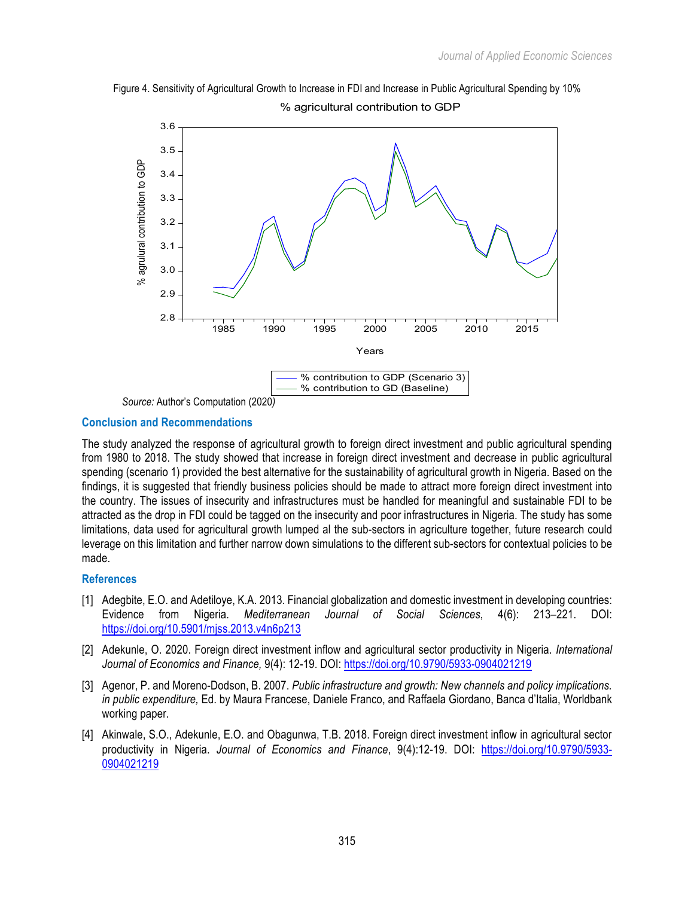Figure 4. Sensitivity of Agricultural Growth to Increase in FDI and Increase in Public Agricultural Spending by 10%

*Source:* Author's Computation (2020)

## Conclusion and Recommendations

The study analyzed the response of agricultural growth to foreign direct investment and public agricultural spending from 1980 to 2018. The study showed that increase in foreign direct investment and decrease in public agricultural spending (scenario 1) provided the best alternative for the sustainability of agricultural growth in Nigeria. Based on the findings, it is suggested that friendly business policies should be made to attract more foreign direct investment into the country. The issues of insecurity and infrastructures must be handled for meaningful and sustainable FDI to be attracted as the drop in FDI could be tagged on the insecurity and poor infrastructures in Nigeria. The study has some limitations, data used for agricultural growth lumped al the sub-sectors in agriculture together, future research could leverage on this limitation and further narrow down simulations to the different sub-sectors for contextual policies to be made.

## References

[1] Adegbite, E.O. and Adetiloye, K.A. 2013. Financial globalization and domestic investment in developing countries: Evidence from Nigeria. *Mediterranean Journal of Social Sciences*, 4(6): 213–221. DOI: https://doi.org/10.5901/mjss.2013.v4n6p213

[2] Adekunle, O. 2020. Foreign direct investment inflow and agricultural sector productivity in Nigeria. *International Journal of Economics and Finance,* 9(4): 12-19. DOI: https://doi.org/10.9790/5933-0904021219

[3] Agenor, P. and Moreno-Dodson, B. 2007. *Public infrastructure and growth: New channels and policy implications. in public expenditure,* Ed. by Maura Francese, Daniele Franco, and Raffaela Giordano, Banca d'Italia, Worldbank working paper.

[4] Akinwale, S.O., Adekunle, E.O. and Obagunwa, T.B. 2018. Foreign direct investment inflow in agricultural sector productivity in Nigeria. *Journal of Economics and Finance*, 9(4):12-19. DOI: https://doi.org/10.9790/5933-0904021219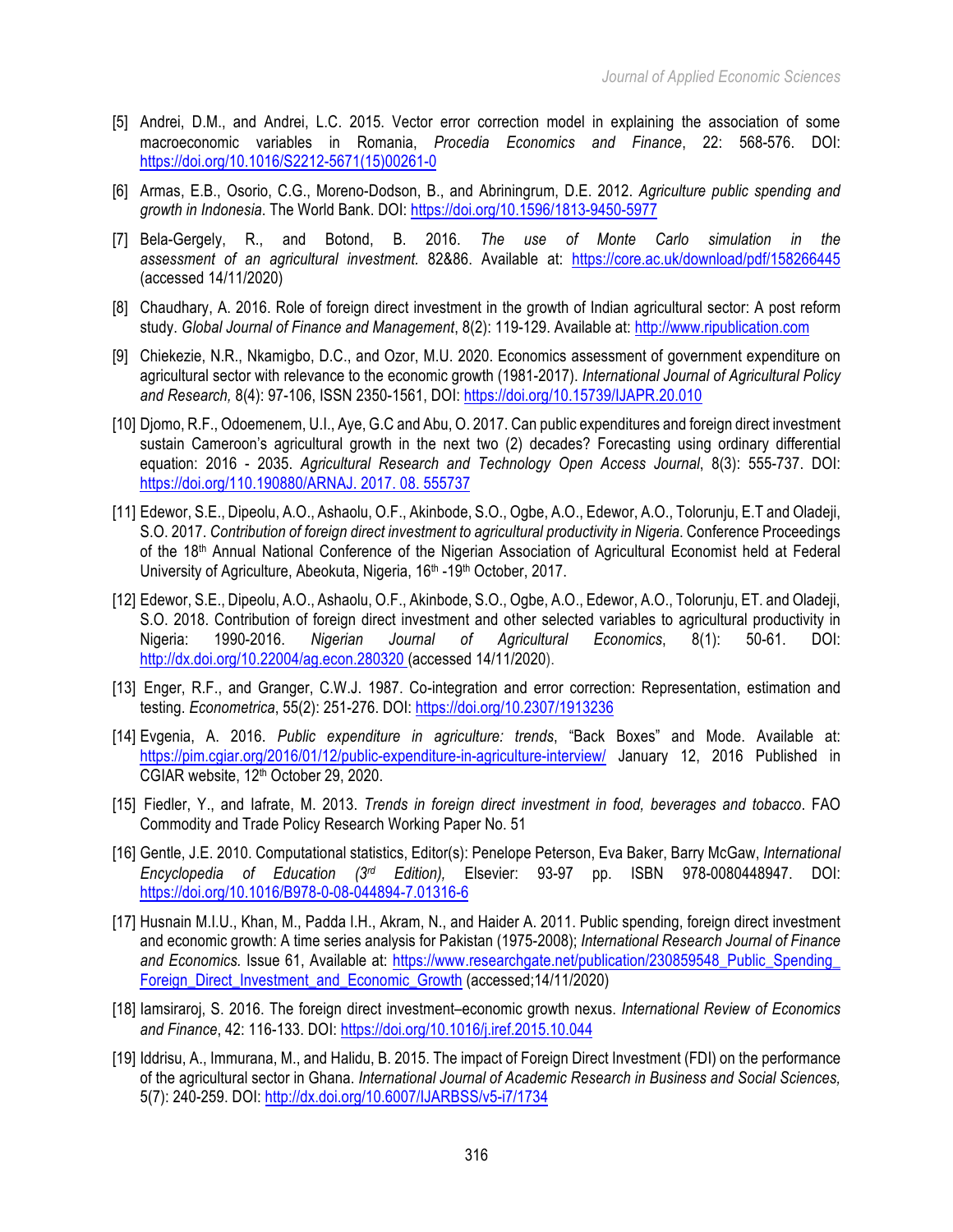[5] Andrei, D.M., and Andrei, L.C. 2015. Vector error correction model in explaining the association of some macroeconomic variables in Romania, *Procedia Economics and Finance*, 22: 568-576. DOI: https://doi.org/10.1016/S2212-5671(15)00261-0

[6] Armas, E.B., Osorio, C.G., Moreno-Dodson, B., and Abriningrum, D.E. 2012. *Agriculture public spending and growth in Indonesia*. The World Bank. DOI: https://doi.org/10.1596/1813-9450-5977

[7] Bela-Gergely, R., and Botond, B. 2016. *The use of Monte Carlo simulation in the assessment of an agricultural investment.* 82&86. Available at: https://core.ac.uk/download/pdf/158266445 (accessed 14/11/2020)

[8] Chaudhary, A. 2016. Role of foreign direct investment in the growth of Indian agricultural sector: A post reform study. *Global Journal of Finance and Management*, 8(2): 119-129. Available at: http://www.ripublication.com

[9] Chiekezie, N.R., Nkamigbo, D.C., and Ozor, M.U. 2020. Economics assessment of government expenditure on agricultural sector with relevance to the economic growth (1981-2017). *International Journal of Agricultural Policy and Research,* 8(4): 97-106, ISSN 2350-1561, DOI: https://doi.org/10.15739/IJAPR.20.010

[10] Djomo, R.F., Odoemenem, U.I., Aye, G.C and Abu, O. 2017. Can public expenditures and foreign direct investment sustain Cameroon's agricultural growth in the next two (2) decades? Forecasting using ordinary differential equation: 2016 - 2035. *Agricultural Research and Technology Open Access Journal*, 8(3): 555-737. DOI: https://doi.org/110.190880/ARNAJ. 2017. 08. 555737

[11] Edewor, S.E., Dipeolu, A.O., Ashaolu, O.F., Akinbode, S.O., Ogbe, A.O., Edewor, A.O., Tolorunju, E.T and Oladeji, S.O. 2017. *Contribution of foreign direct investment to agricultural productivity in Nigeria*. Conference Proceedings of the 18th Annual National Conference of the Nigerian Association of Agricultural Economist held at Federal University of Agriculture, Abeokuta, Nigeria, 16th -19th October, 2017.

[12] Edewor, S.E., Dipeolu, A.O., Ashaolu, O.F., Akinbode, S.O., Ogbe, A.O., Edewor, A.O., Tolorunju, ET. and Oladeji, S.O. 2018. Contribution of foreign direct investment and other selected variables to agricultural productivity in Nigeria: 1990-2016. *Nigerian Journal of Agricultural Economics*, 8(1): 50-61. DOI: http://dx.doi.org/10.22004/ag.econ.280320 (accessed 14/11/2020).

[13] Enger, R.F., and Granger, C.W.J. 1987. Co-integration and error correction: Representation, estimation and testing. *Econometrica*, 55(2): 251-276. DOI: https://doi.org/10.2307/1913236

[14] Evgenia, A. 2016. *Public expenditure in agriculture: trends*, "Back Boxes" and Mode. Available at: https://pim.cgiar.org/2016/01/12/public-expenditure-in-agriculture-interview/ January 12, 2016 Published in CGIAR website, 12th October 29, 2020.

[15] Fiedler, Y., and Iafrate, M. 2013. *Trends in foreign direct investment in food, beverages and tobacco*. FAO Commodity and Trade Policy Research Working Paper No. 51

[16] Gentle, J.E. 2010. Computational statistics, Editor(s): Penelope Peterson, Eva Baker, Barry McGaw, *International Encyclopedia of Education (3rd Edition),* Elsevier: 93-97 pp. ISBN 978-0080448947. DOI: https://doi.org/10.1016/B978-0-08-044894-7.01316-6

[17] Husnain M.I.U., Khan, M., Padda I.H., Akram, N., and Haider A. 2011. Public spending, foreign direct investment and economic growth: A time series analysis for Pakistan (1975-2008); *International Research Journal of Finance and Economics.* Issue 61, Available at: https://www.researchgate.net/publication/230859548_Public_Spending_Foreign_Direct_Investment_and_Economic_Growth (accessed;14/11/2020)

[18] Iamsiraroj, S. 2016. The foreign direct investment–economic growth nexus. *International Review of Economics and Finance*, 42: 116-133. DOI: https://doi.org/10.1016/j.iref.2015.10.044

[19] Iddrisu, A., Immurana, M., and Halidu, B. 2015. The impact of Foreign Direct Investment (FDI) on the performance of the agricultural sector in Ghana. *International Journal of Academic Research in Business and Social Sciences,* 5(7): 240-259. DOI: http://dx.doi.org/10.6007/IJARBSS/v5-i7/1734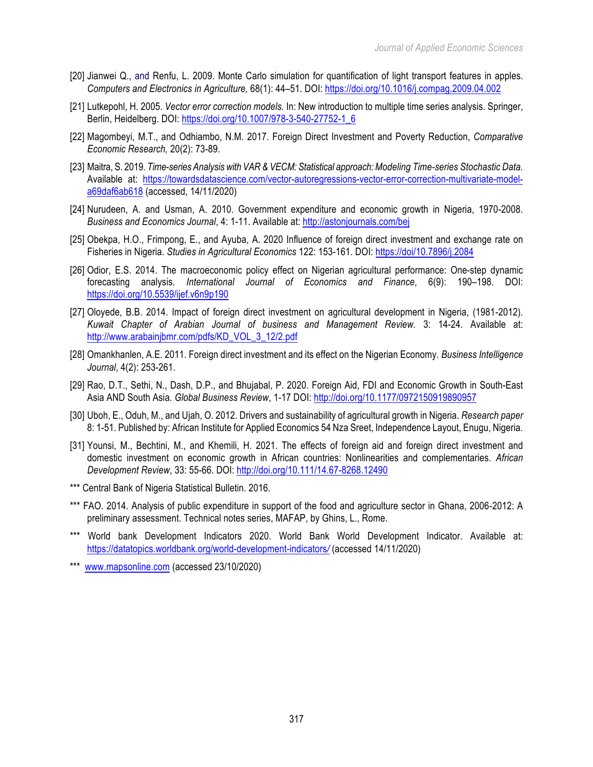[20] Jianwei Q., and Renfu, L. 2009. Monte Carlo simulation for quantification of light transport features in apples. *Computers and Electronics in Agriculture,* 68(1): 44–51. DOI: https://doi.org/10.1016/j.compag.2009.04.002

[21] Lutkepohl, H. 2005. *Vector error correction models.* In: New introduction to multiple time series analysis. Springer, Berlin, Heidelberg. DOI: https://doi.org/10.1007/978-3-540-27752-1_6

[22] Magombeyi, M.T., and Odhiambo, N.M. 2017. Foreign Direct Investment and Poverty Reduction, *Comparative Economic Research,* 20(2): 73-89.

[23] Maitra, S. 2019. *Time-series Analysis with VAR & VECM: Statistical approach: Modeling Time-series Stochastic Data.* Available at: https://towardsdatascience.com/vector-autoregressions-vector-error-correction-multivariate-model-a69daf6ab618 (accessed, 14/11/2020)

[24] Nurudeen, A. and Usman, A. 2010. Government expenditure and economic growth in Nigeria, 1970-2008. *Business and Economics Journal*, 4: 1-11. Available at: http://astonjournals.com/bej

[25] Obekpa, H.O., Frimpong, E., and Ayuba, A. 2020 Influence of foreign direct investment and exchange rate on Fisheries in Nigeria. *Studies in Agricultural Economics* 122: 153-161. DOI: https://doi/10.7896/j.2084

[26] Odior, E.S. 2014. The macroeconomic policy effect on Nigerian agricultural performance: One-step dynamic forecasting analysis. *International Journal of Economics and Finance*, 6(9): 190–198. DOI: https://doi.org/10.5539/ijef.v6n9p190

[27] Oloyede, B.B. 2014. Impact of foreign direct investment on agricultural development in Nigeria, (1981-2012). *Kuwait Chapter of Arabian Journal of business and Management Review.* 3: 14-24. Available at: http://www.arabainjbmr.com/pdfs/KD_VOL_3_12/2.pdf

[28] Omankhanlen, A.E. 2011. Foreign direct investment and its effect on the Nigerian Economy. *Business Intelligence Journal*, 4(2): 253-261.

[29] Rao, D.T., Sethi, N., Dash, D.P., and Bhujabal, P. 2020. Foreign Aid, FDI and Economic Growth in South-East Asia AND South Asia. *Global Business Review*, 1-17 DOI: http://doi.org/10.1177/0972150919890957

[30] Uboh, E., Oduh, M., and Ujah, O. 2012. Drivers and sustainability of agricultural growth in Nigeria. *Research paper* 8: 1-51. Published by: African Institute for Applied Economics 54 Nza Sreet, Independence Layout, Enugu, Nigeria.

[31] Younsi, M., Bechtini, M., and Khemili, H. 2021. The effects of foreign aid and foreign direct investment and domestic investment on economic growth in African countries: Nonlinearities and complementaries. *African Development Review*, 33: 55-66. DOI: http://doi.org/10.111/14.67-8268.12490

*** Central Bank of Nigeria Statistical Bulletin. 2016.

*** FAO. 2014. Analysis of public expenditure in support of the food and agriculture sector in Ghana, 2006-2012: A preliminary assessment. Technical notes series, MAFAP, by Ghins, L., Rome.

*** World bank Development Indicators 2020. World Bank World Development Indicator. Available at: https://datatopics.worldbank.org/world-development-indicators/ (accessed 14/11/2020)

*** www.mapsonline.com (accessed 23/10/2020)